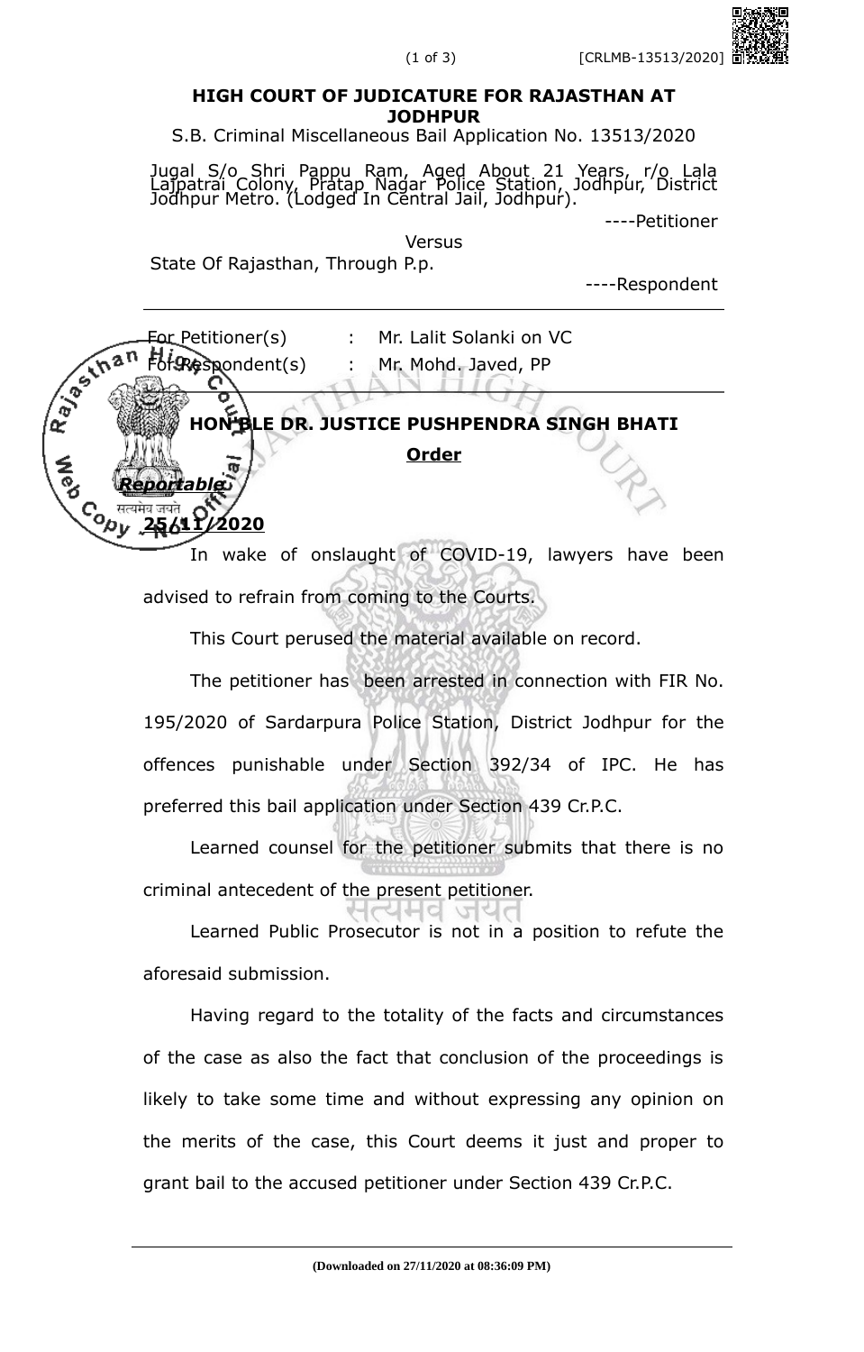**HIGH COURT OF JUDICATURE FOR RAJASTHAN AT JODHPUR**

S.B. Criminal Miscellaneous Bail Application No. 13513/2020

Jugal S/o Shri Pappu Ram, Aged About 21 Years, r/o Lala Lajpatrai Colony, Pratap Nagar Police Station, Jodhpur, District Jodhpur Metro. (Lodged In Central Jail, Jodhpur).

----Petitioner

Versus

State Of Rajasthan, Through P.p.

----Respondent

---

For Petitioner(s) : Mr. Lalit Solanki on VC

For Respondent(s) : Mr. Mohd. Javed, PP

---

**HON'BLE DR. JUSTICE PUSHPENDRA SINGH BHATI**

**Order**

***Reportable***

**25/11/2020**

In wake of onslaught of COVID-19, lawyers have been advised to refrain from coming to the Courts.

This Court perused the material available on record.

The petitioner has been arrested in connection with FIR No. 195/2020 of Sardarpura Police Station, District Jodhpur for the offences punishable under Section 392/34 of IPC. He has preferred this bail application under Section 439 Cr.P.C.

Learned counsel for the petitioner submits that there is no criminal antecedent of the present petitioner.

Learned Public Prosecutor is not in a position to refute the aforesaid submission.

Having regard to the totality of the facts and circumstances of the case as also the fact that conclusion of the proceedings is likely to take some time and without expressing any opinion on the merits of the case, this Court deems it just and proper to grant bail to the accused petitioner under Section 439 Cr.P.C.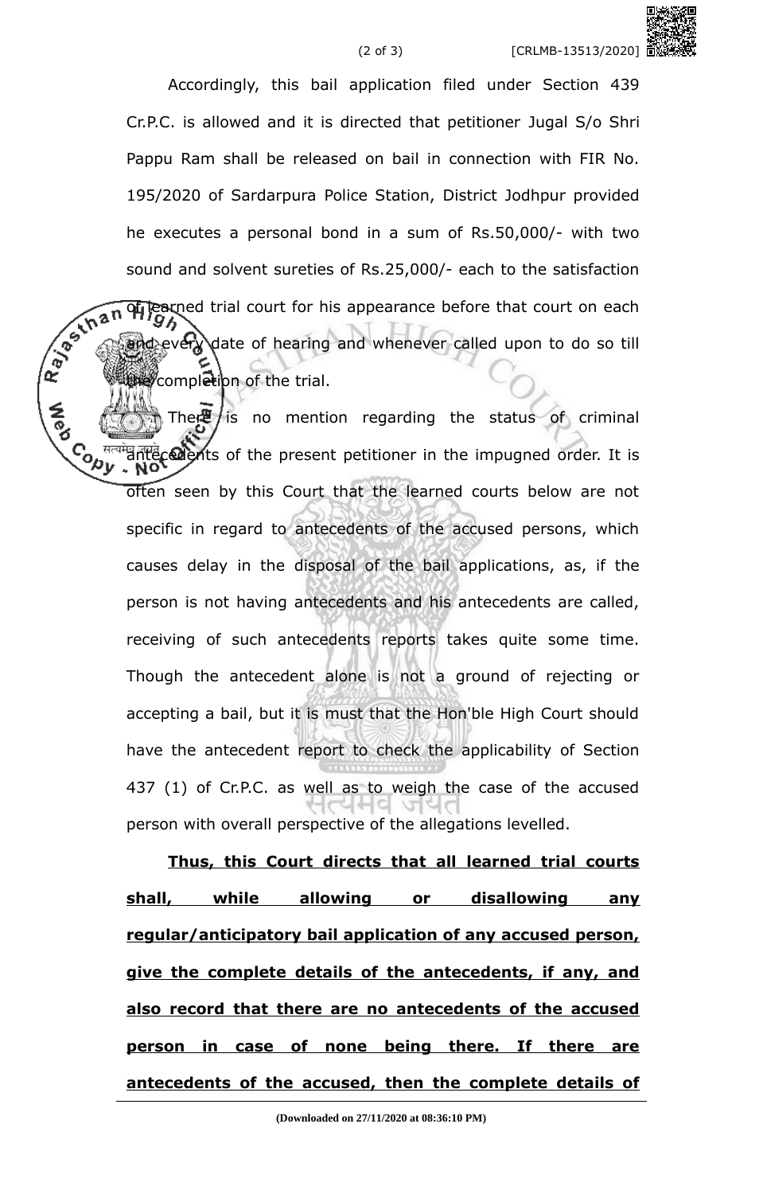Accordingly, this bail application filed under Section 439 Cr.P.C. is allowed and it is directed that petitioner Jugal S/o Shri Pappu Ram shall be released on bail in connection with FIR No. 195/2020 of Sardarpura Police Station, District Jodhpur provided he executes a personal bond in a sum of Rs.50,000/- with two sound and solvent sureties of Rs.25,000/- each to the satisfaction of learned trial court for his appearance before that court on each and every date of hearing and whenever called upon to do so till the completion of the trial.

There is no mention regarding the status of criminal antecedents of the present petitioner in the impugned order. It is often seen by this Court that the learned courts below are not specific in regard to antecedents of the accused persons, which causes delay in the disposal of the bail applications, as, if the person is not having antecedents and his antecedents are called, receiving of such antecedents reports takes quite some time. Though the antecedent alone is not a ground of rejecting or accepting a bail, but it is must that the Hon'ble High Court should have the antecedent report to check the applicability of Section 437 (1) of Cr.P.C. as well as to weigh the case of the accused person with overall perspective of the allegations levelled.

**Thus, this Court directs that all learned trial courts shall, while allowing or disallowing any regular/anticipatory bail application of any accused person, give the complete details of the antecedents, if any, and also record that there are no antecedents of the accused person in case of none being there. If there are antecedents of the accused, then the complete details of**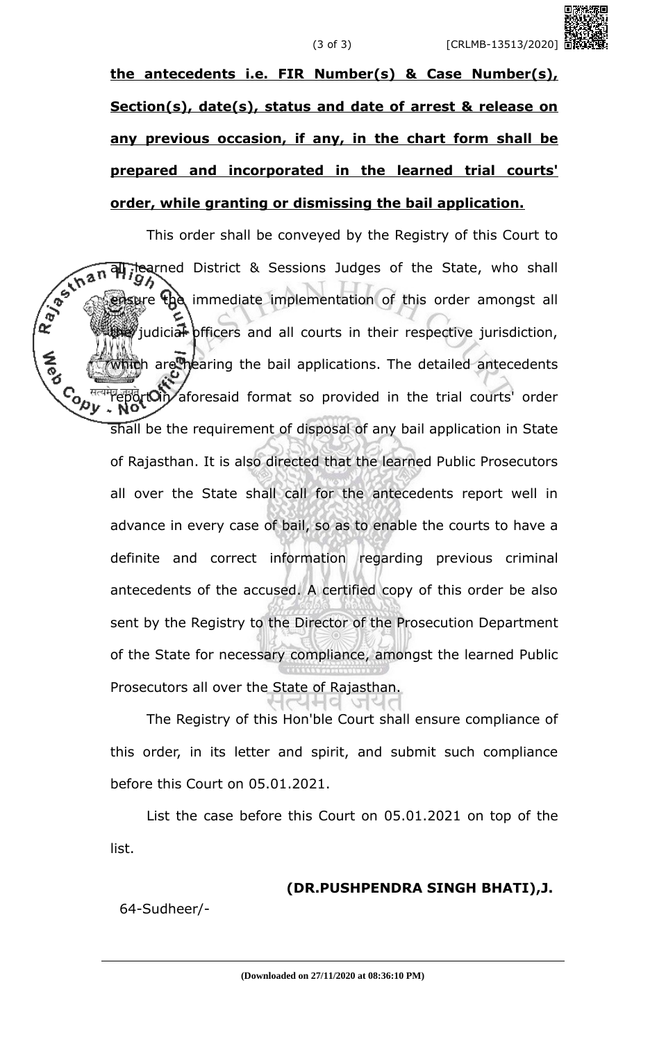**the antecedents i.e. FIR Number(s) & Case Number(s), Section(s), date(s), status and date of arrest & release on any previous occasion, if any, in the chart form shall be prepared and incorporated in the learned trial courts' order, while granting or dismissing the bail application.**

This order shall be conveyed by the Registry of this Court to all learned District & Sessions Judges of the State, who shall ensure the immediate implementation of this order amongst all the judicial officers and all courts in their respective jurisdiction, which are hearing the bail applications. The detailed antecedents report in aforesaid format so provided in the trial courts' order shall be the requirement of disposal of any bail application in State of Rajasthan. It is also directed that the learned Public Prosecutors all over the State shall call for the antecedents report well in advance in every case of bail, so as to enable the courts to have a definite and correct information regarding previous criminal antecedents of the accused. A certified copy of this order be also sent by the Registry to the Director of the Prosecution Department of the State for necessary compliance, amongst the learned Public Prosecutors all over the State of Rajasthan.

The Registry of this Hon'ble Court shall ensure compliance of this order, in its letter and spirit, and submit such compliance before this Court on 05.01.2021.

List the case before this Court on 05.01.2021 on top of the list.

**(DR.PUSHPENDRA SINGH BHATI),J.**

64-Sudheer/-